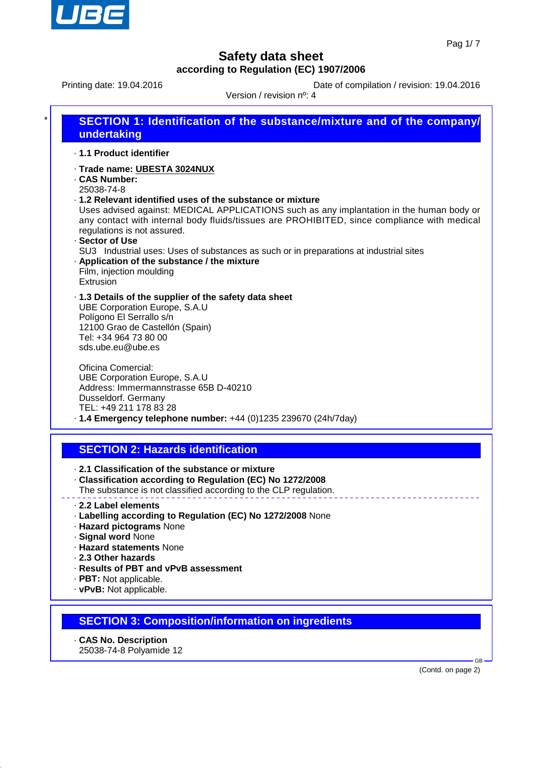# Safety data sheet

**according to Regulation (EC) 1907/2006**

Printing date: 19.04.2016 | Date of compilation / revision: 19.04.2016

Version / revision nº: 4

*

## SECTION 1: Identification of the substance/mixture and of the company/undertaking

· **1.1 Product identifier**

· **Trade name: UBESTA 3024NUX**
· **CAS Number:**
25038-74-8
· **1.2 Relevant identified uses of the substance or mixture**
Uses advised against: MEDICAL APPLICATIONS such as any implantation in the human body or any contact with internal body fluids/tissues are PROHIBITED, since compliance with medical regulations is not assured.
· **Sector of Use**
SU3 Industrial uses: Uses of substances as such or in preparations at industrial sites
· **Application of the substance / the mixture**
Film, injection moulding
Extrusion

· **1.3 Details of the supplier of the safety data sheet**
UBE Corporation Europe, S.A.U
Polígono El Serrallo s/n
12100 Grao de Castellón (Spain)
Tel: +34 964 73 80 00
sds.ube.eu@ube.es

Oficina Comercial:
UBE Corporation Europe, S.A.U
Address: Immermannstrasse 65B D-40210
Dusseldorf. Germany
TEL: +49 211 178 83 28
· **1.4 Emergency telephone number:** +44 (0)1235 239670 (24h/7day)

## SECTION 2: Hazards identification

· **2.1 Classification of the substance or mixture**
· **Classification according to Regulation (EC) No 1272/2008**
The substance is not classified according to the CLP regulation.

· **2.2 Label elements**
· **Labelling according to Regulation (EC) No 1272/2008** None
· **Hazard pictograms** None
· **Signal word** None
· **Hazard statements** None
· **2.3 Other hazards**
· **Results of PBT and vPvB assessment**
· **PBT:** Not applicable.
· **vPvB:** Not applicable.

## SECTION 3: Composition/information on ingredients

· **CAS No. Description**
25038-74-8 Polyamide 12

(Contd. on page 2)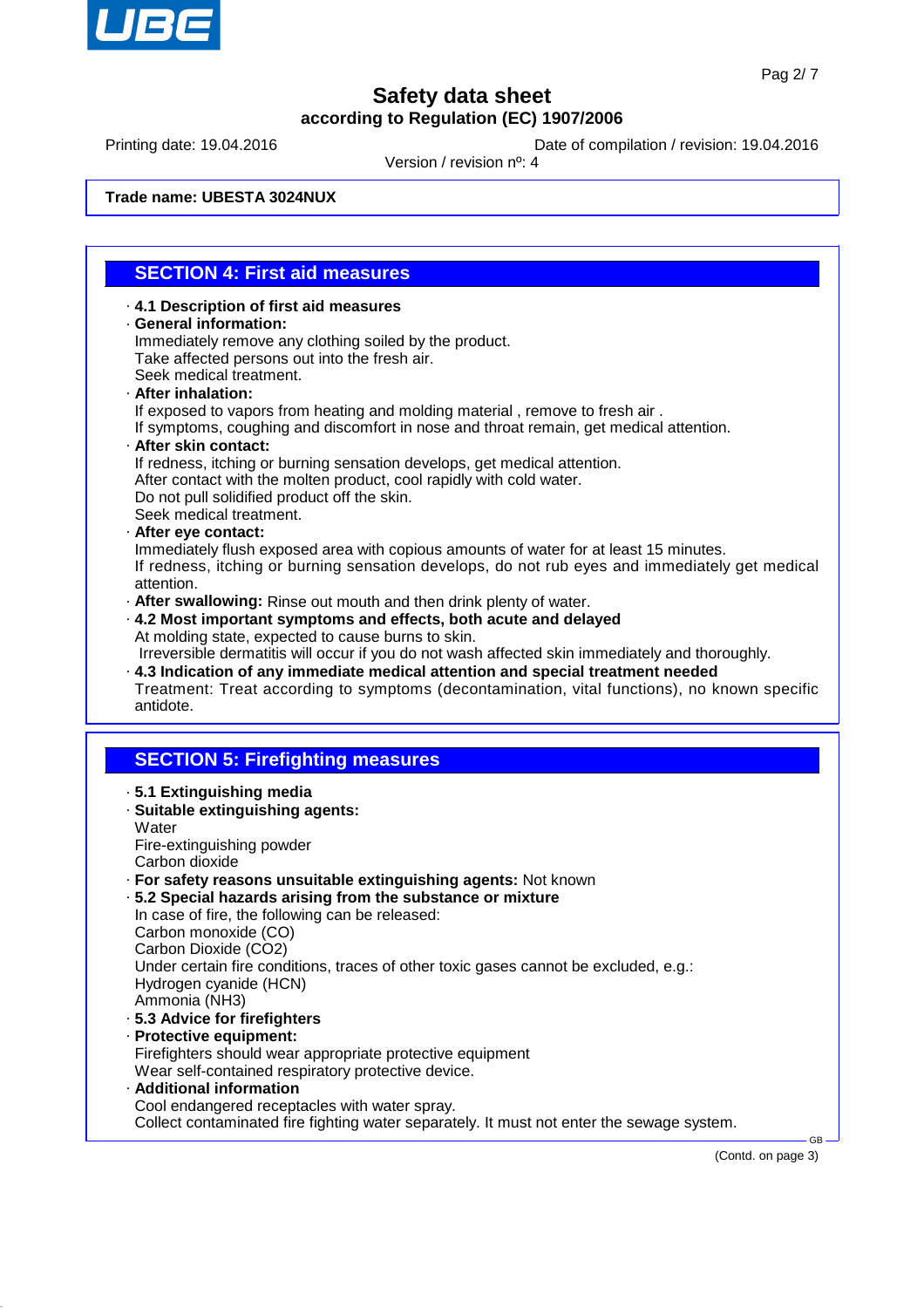**Trade name: UBESTA 3024NUX**

## SECTION 4: First aid measures

- **4.1 Description of first aid measures**
- **General information:**
  Immediately remove any clothing soiled by the product.
  Take affected persons out into the fresh air.
  Seek medical treatment.
- **After inhalation:**
  If exposed to vapors from heating and molding material , remove to fresh air .
  If symptoms, coughing and discomfort in nose and throat remain, get medical attention.
- **After skin contact:**
  If redness, itching or burning sensation develops, get medical attention.
  After contact with the molten product, cool rapidly with cold water.
  Do not pull solidified product off the skin.
  Seek medical treatment.
- **After eye contact:**
  Immediately flush exposed area with copious amounts of water for at least 15 minutes.
  If redness, itching or burning sensation develops, do not rub eyes and immediately get medical attention.
- **After swallowing:** Rinse out mouth and then drink plenty of water.
- **4.2 Most important symptoms and effects, both acute and delayed**
  At molding state, expected to cause burns to skin.
  Irreversible dermatitis will occur if you do not wash affected skin immediately and thoroughly.
- **4.3 Indication of any immediate medical attention and special treatment needed**
  Treatment: Treat according to symptoms (decontamination, vital functions), no known specific antidote.

## SECTION 5: Firefighting measures

- **5.1 Extinguishing media**
- **Suitable extinguishing agents:**
  Water
  Fire-extinguishing powder
  Carbon dioxide
- **For safety reasons unsuitable extinguishing agents:** Not known
- **5.2 Special hazards arising from the substance or mixture**
  In case of fire, the following can be released:
  Carbon monoxide (CO)
  Carbon Dioxide ($CO_2$)
  Under certain fire conditions, traces of other toxic gases cannot be excluded, e.g.:
  Hydrogen cyanide (HCN)
  Ammonia ($NH_3$)
- **5.3 Advice for firefighters**
- **Protective equipment:**
  Firefighters should wear appropriate protective equipment
  Wear self-contained respiratory protective device.
- **Additional information**
  Cool endangered receptacles with water spray.
  Collect contaminated fire fighting water separately. It must not enter the sewage system.

(Contd. on page 3)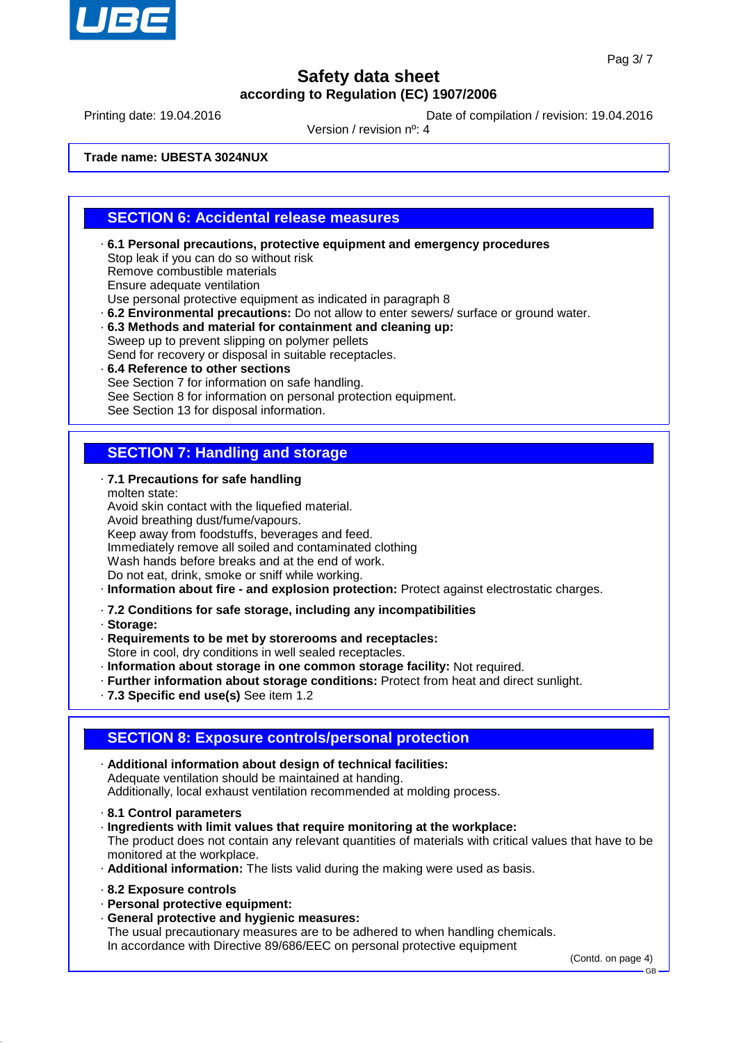# Safety data sheet
## according to Regulation (EC) 1907/2006

Printing date: 19.04.2016 Date of compilation / revision: 19.04.2016

Version / revision nº: 4

**Trade name: UBESTA 3024NUX**

## SECTION 6: Accidental release measures

· **6.1 Personal precautions, protective equipment and emergency procedures**
Stop leak if you can do so without risk
Remove combustible materials
Ensure adequate ventilation
Use personal protective equipment as indicated in paragraph 8
· **6.2 Environmental precautions:** Do not allow to enter sewers/ surface or ground water.
· **6.3 Methods and material for containment and cleaning up:**
Sweep up to prevent slipping on polymer pellets
Send for recovery or disposal in suitable receptacles.
· **6.4 Reference to other sections**
See Section 7 for information on safe handling.
See Section 8 for information on personal protection equipment.
See Section 13 for disposal information.

## SECTION 7: Handling and storage

· **7.1 Precautions for safe handling**
molten state:
Avoid skin contact with the liquefied material.
Avoid breathing dust/fume/vapours.
Keep away from foodstuffs, beverages and feed.
Immediately remove all soiled and contaminated clothing
Wash hands before breaks and at the end of work.
Do not eat, drink, smoke or sniff while working.
· **Information about fire - and explosion protection:** Protect against electrostatic charges.

· **7.2 Conditions for safe storage, including any incompatibilities**
· **Storage:**
· **Requirements to be met by storerooms and receptacles:**
Store in cool, dry conditions in well sealed receptacles.
· **Information about storage in one common storage facility:** Not required.
· **Further information about storage conditions:** Protect from heat and direct sunlight.
· **7.3 Specific end use(s)** See item 1.2

## SECTION 8: Exposure controls/personal protection

· **Additional information about design of technical facilities:**
Adequate ventilation should be maintained at handing.
Additionally, local exhaust ventilation recommended at molding process.

· **8.1 Control parameters**
· **Ingredients with limit values that require monitoring at the workplace:**
The product does not contain any relevant quantities of materials with critical values that have to be monitored at the workplace.
· **Additional information:** The lists valid during the making were used as basis.

· **8.2 Exposure controls**
· **Personal protective equipment:**
· **General protective and hygienic measures:**
The usual precautionary measures are to be adhered to when handling chemicals.
In accordance with Directive 89/686/EEC on personal protective equipment

(Contd. on page 4)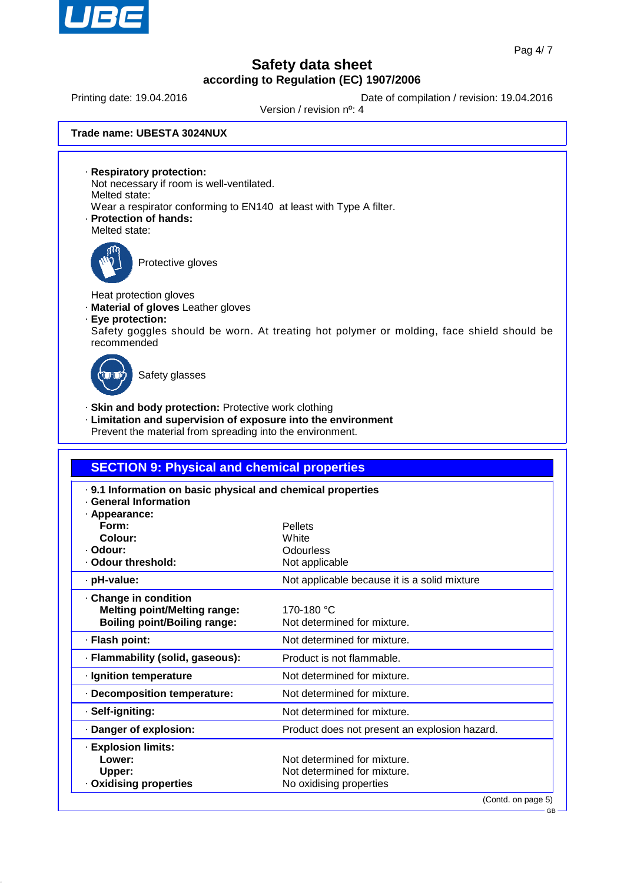**Trade name: UBESTA 3024NUX**

· **Respiratory protection:**
Not necessary if room is well-ventilated.
Melted state:
Wear a respirator conforming to EN140 at least with Type A filter.

· **Protection of hands:**
Melted state:

Protective gloves

Heat protection gloves

· **Material of gloves** Leather gloves

· **Eye protection:**
Safety goggles should be worn. At treating hot polymer or molding, face shield should be recommended

Safety glasses

· **Skin and body protection:** Protective work clothing

· **Limitation and supervision of exposure into the environment**
Prevent the material from spreading into the environment.

## SECTION 9: Physical and chemical properties

· **9.1 Information on basic physical and chemical properties**

· **General Information**

| | |
|---|---|
| · **Appearance:** | |
| **Form:** | Pellets |
| **Colour:** | White |
| · **Odour:** | Odourless |
| · **Odour threshold:** | Not applicable |
| · **pH-value:** | Not applicable because it is a solid mixture |
| · **Change in condition** | |
| **Melting point/Melting range:** | 170-180 °C |
| **Boiling point/Boiling range:** | Not determined for mixture. |
| · **Flash point:** | Not determined for mixture. |
| · **Flammability (solid, gaseous):** | Product is not flammable. |
| · **Ignition temperature** | Not determined for mixture. |
| · **Decomposition temperature:** | Not determined for mixture. |
| · **Self-igniting:** | Not determined for mixture. |
| · **Danger of explosion:** | Product does not present an explosion hazard. |
| · **Explosion limits:** | |
| **Lower:** | Not determined for mixture. |
| **Upper:** | Not determined for mixture. |
| · **Oxidising properties** | No oxidising properties |

(Contd. on page 5)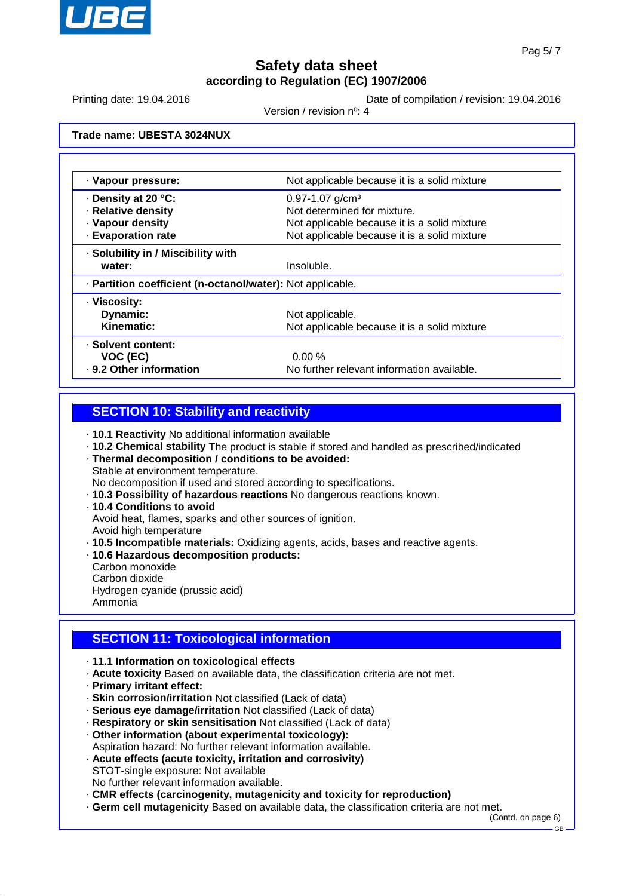Trade name: UBESTA 3024NUX

| | |
|---|---|
| · **Vapour pressure:** | Not applicable because it is a solid mixture |
| · **Density at 20 °C:** | 0.97-1.07 g/cm³ |
| · **Relative density** | Not determined for mixture. |
| · **Vapour density** | Not applicable because it is a solid mixture |
| · **Evaporation rate** | Not applicable because it is a solid mixture |
| · **Solubility in / Miscibility with water:** | Insoluble. |
| · **Partition coefficient (n-octanol/water):** | Not applicable. |
| · **Viscosity:** | |
| **Dynamic:** | Not applicable. |
| **Kinematic:** | Not applicable because it is a solid mixture |
| · **Solvent content:** | |
| **VOC (EC)** | 0.00 % |
| · **9.2 Other information** | No further relevant information available. |

## SECTION 10: Stability and reactivity

- · **10.1 Reactivity** No additional information available
- · **10.2 Chemical stability** The product is stable if stored and handled as prescribed/indicated
- · **Thermal decomposition / conditions to be avoided:**
  Stable at environment temperature.
  No decomposition if used and stored according to specifications.
- · **10.3 Possibility of hazardous reactions** No dangerous reactions known.
- · **10.4 Conditions to avoid**
  Avoid heat, flames, sparks and other sources of ignition.
  Avoid high temperature
- · **10.5 Incompatible materials:** Oxidizing agents, acids, bases and reactive agents.
- · **10.6 Hazardous decomposition products:**
  Carbon monoxide
  Carbon dioxide
  Hydrogen cyanide (prussic acid)
  Ammonia

## SECTION 11: Toxicological information

- · **11.1 Information on toxicological effects**
- · **Acute toxicity** Based on available data, the classification criteria are not met.
- · **Primary irritant effect:**
- · **Skin corrosion/irritation** Not classified (Lack of data)
- · **Serious eye damage/irritation** Not classified (Lack of data)
- · **Respiratory or skin sensitisation** Not classified (Lack of data)
- · **Other information (about experimental toxicology):**
  Aspiration hazard: No further relevant information available.
- · **Acute effects (acute toxicity, irritation and corrosivity)**
  STOT-single exposure: Not available
  No further relevant information available.
- · **CMR effects (carcinogenity, mutagenicity and toxicity for reproduction)**
- · **Germ cell mutagenicity** Based on available data, the classification criteria are not met.

(Contd. on page 6)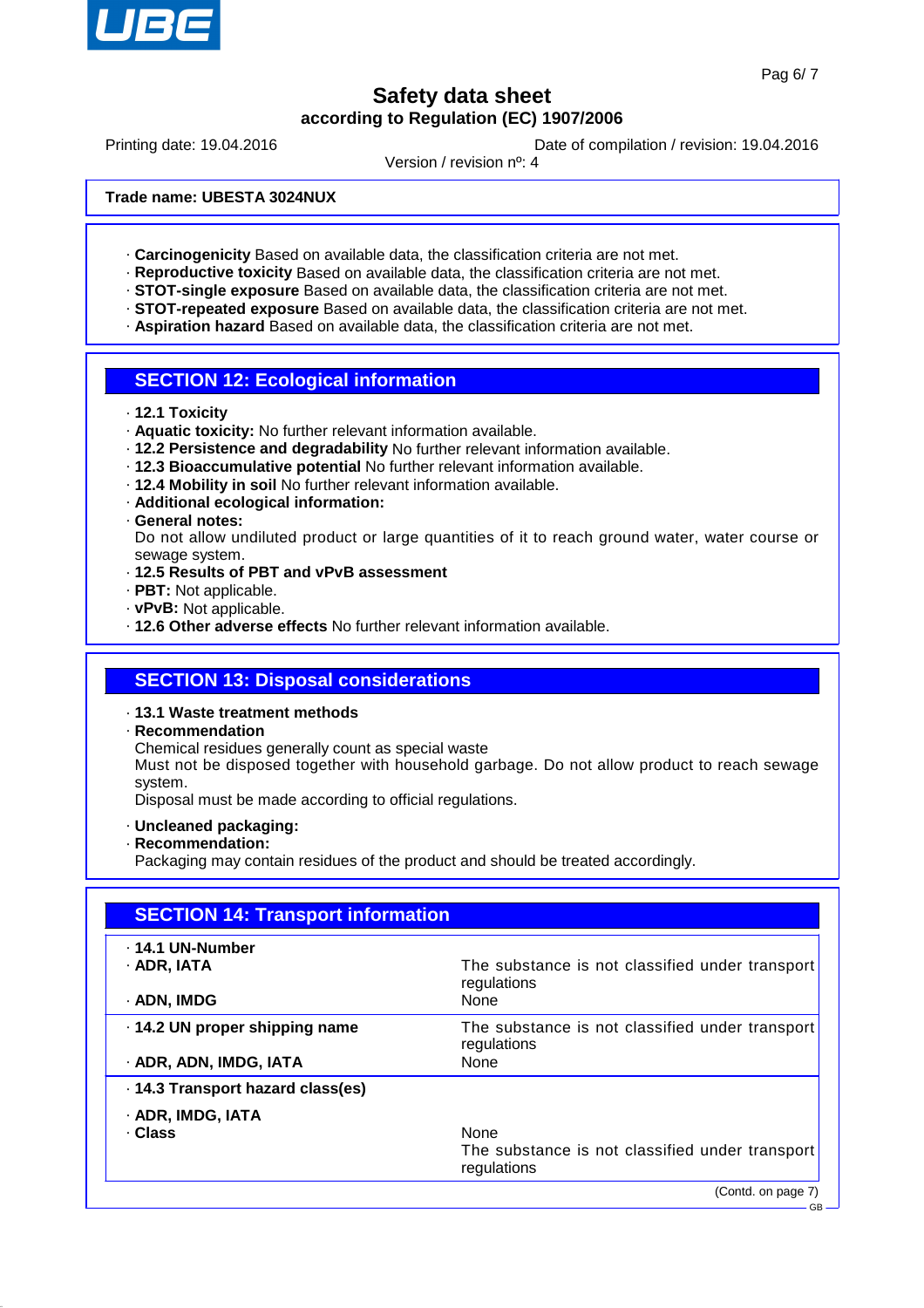**Trade name: UBESTA 3024NUX**

· **Carcinogenicity** Based on available data, the classification criteria are not met.
· **Reproductive toxicity** Based on available data, the classification criteria are not met.
· **STOT-single exposure** Based on available data, the classification criteria are not met.
· **STOT-repeated exposure** Based on available data, the classification criteria are not met.
· **Aspiration hazard** Based on available data, the classification criteria are not met.

## SECTION 12: Ecological information

· **12.1 Toxicity**
· **Aquatic toxicity:** No further relevant information available.
· **12.2 Persistence and degradability** No further relevant information available.
· **12.3 Bioaccumulative potential** No further relevant information available.
· **12.4 Mobility in soil** No further relevant information available.
· **Additional ecological information:**
· **General notes:**
Do not allow undiluted product or large quantities of it to reach ground water, water course or sewage system.
· **12.5 Results of PBT and vPvB assessment**
· **PBT:** Not applicable.
· **vPvB:** Not applicable.
· **12.6 Other adverse effects** No further relevant information available.

## SECTION 13: Disposal considerations

· **13.1 Waste treatment methods**
· **Recommendation**
Chemical residues generally count as special waste
Must not be disposed together with household garbage. Do not allow product to reach sewage system.
Disposal must be made according to official regulations.

· **Uncleaned packaging:**
· **Recommendation:**
Packaging may contain residues of the product and should be treated accordingly.

## SECTION 14: Transport information

| | |
|---|---|
| · **14.1 UN-Number** | |
| · **ADR, IATA** | The substance is not classified under transport regulations |
| · **ADN, IMDG** | None |
| · **14.2 UN proper shipping name** | The substance is not classified under transport regulations |
| · **ADR, ADN, IMDG, IATA** | None |
| · **14.3 Transport hazard class(es)** | |
| · **ADR, IMDG, IATA** | |
| · **Class** | None<br>The substance is not classified under transport regulations |

(Contd. on page 7)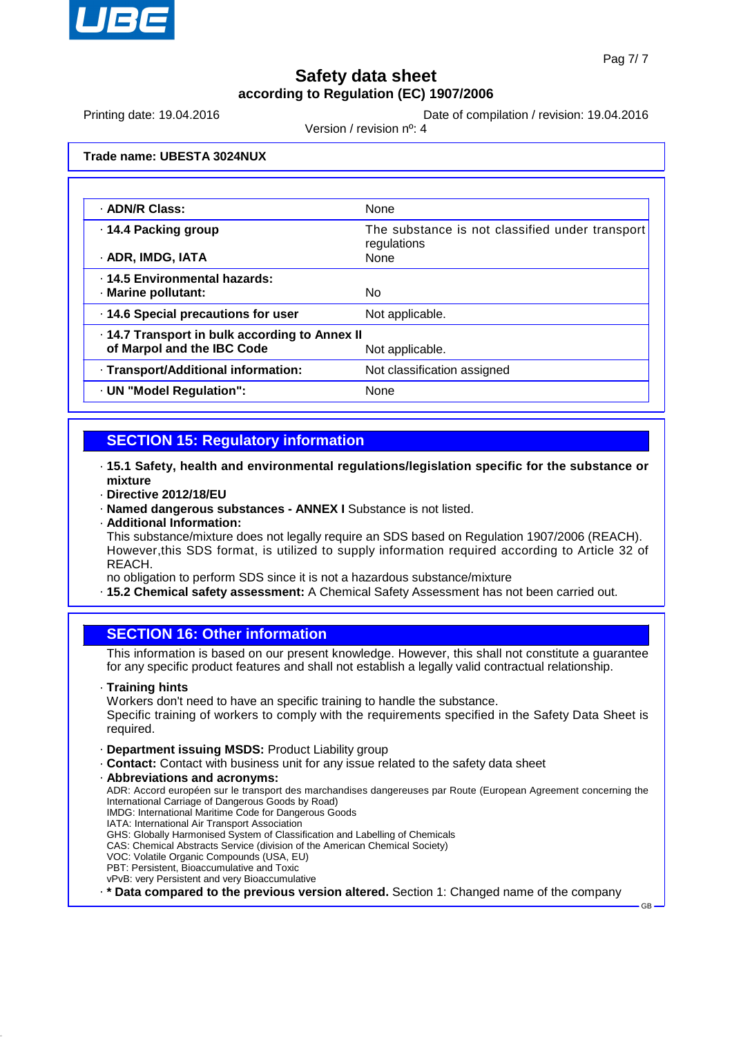Trade name: UBESTA 3024NUX

| | |
|---|---|
| · **ADN/R Class:** | None |
| · **14.4 Packing group** | The substance is not classified under transport regulations |
| · **ADR, IMDG, IATA** | None |
| · **14.5 Environmental hazards:** | |
| · **Marine pollutant:** | No |
| · **14.6 Special precautions for user** | Not applicable. |
| · **14.7 Transport in bulk according to Annex II of Marpol and the IBC Code** | Not applicable. |
| · **Transport/Additional information:** | Not classification assigned |
| · **UN "Model Regulation":** | None |

## SECTION 15: Regulatory information

· **15.1 Safety, health and environmental regulations/legislation specific for the substance or mixture**
· **Directive 2012/18/EU**
· **Named dangerous substances - ANNEX I** Substance is not listed.
· **Additional Information:**
This substance/mixture does not legally require an SDS based on Regulation 1907/2006 (REACH). However,this SDS format, is utilized to supply information required according to Article 32 of REACH.
no obligation to perform SDS since it is not a hazardous substance/mixture
· **15.2 Chemical safety assessment:** A Chemical Safety Assessment has not been carried out.

## SECTION 16: Other information

This information is based on our present knowledge. However, this shall not constitute a guarantee for any specific product features and shall not establish a legally valid contractual relationship.

· **Training hints**
Workers don't need to have an specific training to handle the substance.
Specific training of workers to comply with the requirements specified in the Safety Data Sheet is required.

· **Department issuing MSDS:** Product Liability group
· **Contact:** Contact with business unit for any issue related to the safety data sheet
· **Abbreviations and acronyms:**
ADR: Accord européen sur le transport des marchandises dangereuses par Route (European Agreement concerning the International Carriage of Dangerous Goods by Road)
IMDG: International Maritime Code for Dangerous Goods
IATA: International Air Transport Association
GHS: Globally Harmonised System of Classification and Labelling of Chemicals
CAS: Chemical Abstracts Service (division of the American Chemical Society)
VOC: Volatile Organic Compounds (USA, EU)
PBT: Persistent, Bioaccumulative and Toxic
vPvB: very Persistent and very Bioaccumulative
· **\* Data compared to the previous version altered.** Section 1: Changed name of the company